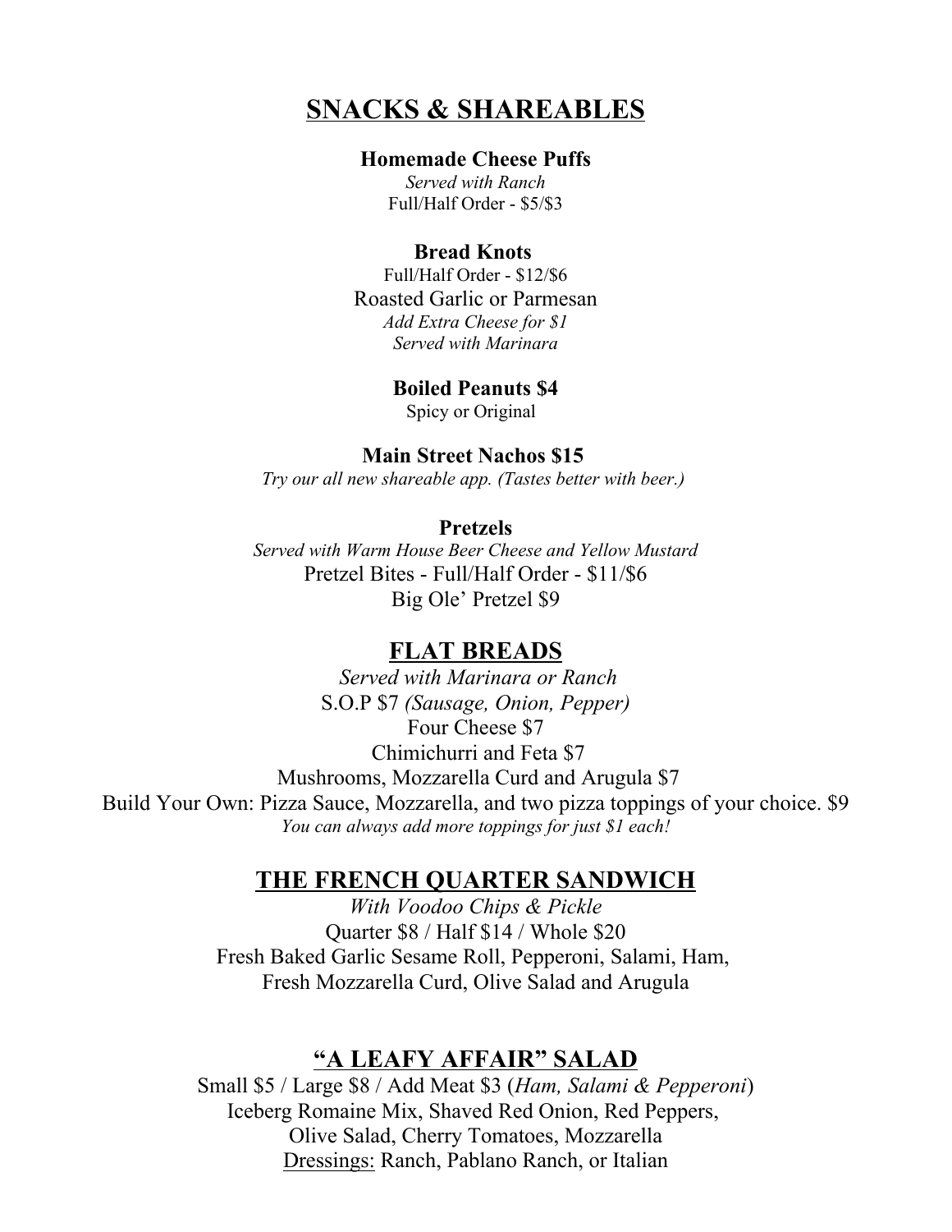## SNACKS & SHAREABLES

**Homemade Cheese Puffs**

*Served with Ranch*

Full/Half Order - $5/$3

**Bread Knots**

Full/Half Order - $12/$6

Roasted Garlic or Parmesan

*Add Extra Cheese for $1*

*Served with Marinara*

**Boiled Peanuts $4**

Spicy or Original

**Main Street Nachos $15**

*Try our all new shareable app. (Tastes better with beer.)*

**Pretzels**

*Served with Warm House Beer Cheese and Yellow Mustard*

Pretzel Bites - Full/Half Order - $11/$6

Big Ole' Pretzel $9

## FLAT BREADS

*Served with Marinara or Ranch*

S.O.P $7 *(Sausage, Onion, Pepper)*

Four Cheese $7

Chimichurri and Feta $7

Mushrooms, Mozzarella Curd and Arugula $7

Build Your Own: Pizza Sauce, Mozzarella, and two pizza toppings of your choice. $9

*You can always add more toppings for just $1 each!*

## THE FRENCH QUARTER SANDWICH

*With Voodoo Chips & Pickle*

Quarter $8 / Half $14 / Whole $20

Fresh Baked Garlic Sesame Roll, Pepperoni, Salami, Ham, Fresh Mozzarella Curd, Olive Salad and Arugula

## "A LEAFY AFFAIR" SALAD

Small $5 / Large $8 / Add Meat $3 (*Ham, Salami & Pepperoni*)

Iceberg Romaine Mix, Shaved Red Onion, Red Peppers, Olive Salad, Cherry Tomatoes, Mozzarella

Dressings: Ranch, Pablano Ranch, or Italian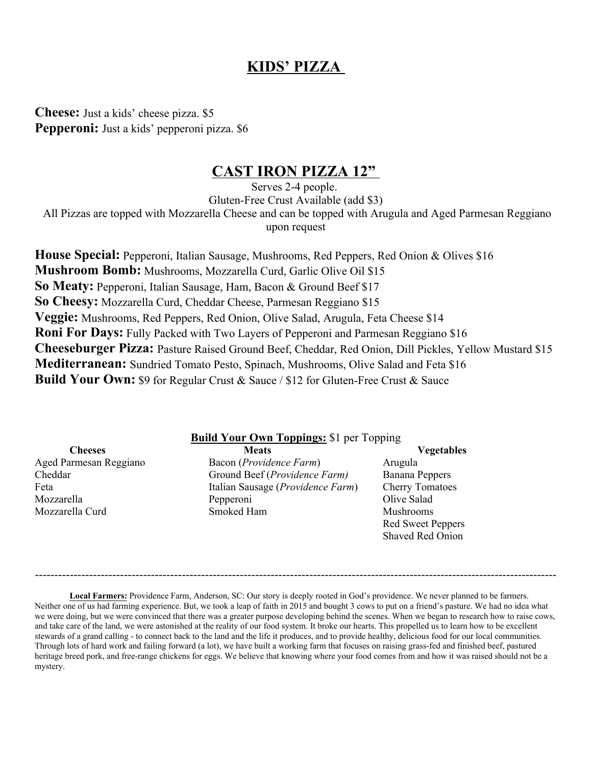## KIDS' PIZZA

**Cheese:** Just a kids' cheese pizza. $5
**Pepperoni:** Just a kids' pepperoni pizza. $6

## CAST IRON PIZZA 12"

Serves 2-4 people.
Gluten-Free Crust Available (add $3)
All Pizzas are topped with Mozzarella Cheese and can be topped with Arugula and Aged Parmesan Reggiano upon request

**House Special:** Pepperoni, Italian Sausage, Mushrooms, Red Peppers, Red Onion & Olives $16
**Mushroom Bomb:** Mushrooms, Mozzarella Curd, Garlic Olive Oil $15
**So Meaty:** Pepperoni, Italian Sausage, Ham, Bacon & Ground Beef $17
**So Cheesy:** Mozzarella Curd, Cheddar Cheese, Parmesan Reggiano $15
**Veggie:** Mushrooms, Red Peppers, Red Onion, Olive Salad, Arugula, Feta Cheese $14
**Roni For Days:** Fully Packed with Two Layers of Pepperoni and Parmesan Reggiano $16
**Cheeseburger Pizza:** Pasture Raised Ground Beef, Cheddar, Red Onion, Dill Pickles, Yellow Mustard $15
**Mediterranean:** Sundried Tomato Pesto, Spinach, Mushrooms, Olive Salad and Feta $16
**Build Your Own:** $9 for Regular Crust & Sauce / $12 for Gluten-Free Crust & Sauce

**Build Your Own Toppings:** $1 per Topping

| Cheeses | Meats | Vegetables |
|---|---|---|
| Aged Parmesan Reggiano | Bacon (*Providence Farm*) | Arugula |
| Cheddar | Ground Beef (*Providence Farm)* | Banana Peppers |
| Feta | Italian Sausage (*Providence Farm*) | Cherry Tomatoes |
| Mozzarella | Pepperoni | Olive Salad |
| Mozzarella Curd | Smoked Ham | Mushrooms |
| | | Red Sweet Peppers |
| | | Shaved Red Onion |

---

**Local Farmers:** Providence Farm, Anderson, SC: Our story is deeply rooted in God's providence. We never planned to be farmers. Neither one of us had farming experience. But, we took a leap of faith in 2015 and bought 3 cows to put on a friend's pasture. We had no idea what we were doing, but we were convinced that there was a greater purpose developing behind the scenes. When we began to research how to raise cows, and take care of the land, we were astonished at the reality of our food system. It broke our hearts. This propelled us to learn how to be excellent stewards of a grand calling - to connect back to the land and the life it produces, and to provide healthy, delicious food for our local communities. Through lots of hard work and failing forward (a lot), we have built a working farm that focuses on raising grass-fed and finished beef, pastured heritage breed pork, and free-range chickens for eggs. We believe that knowing where your food comes from and how it was raised should not be a mystery.